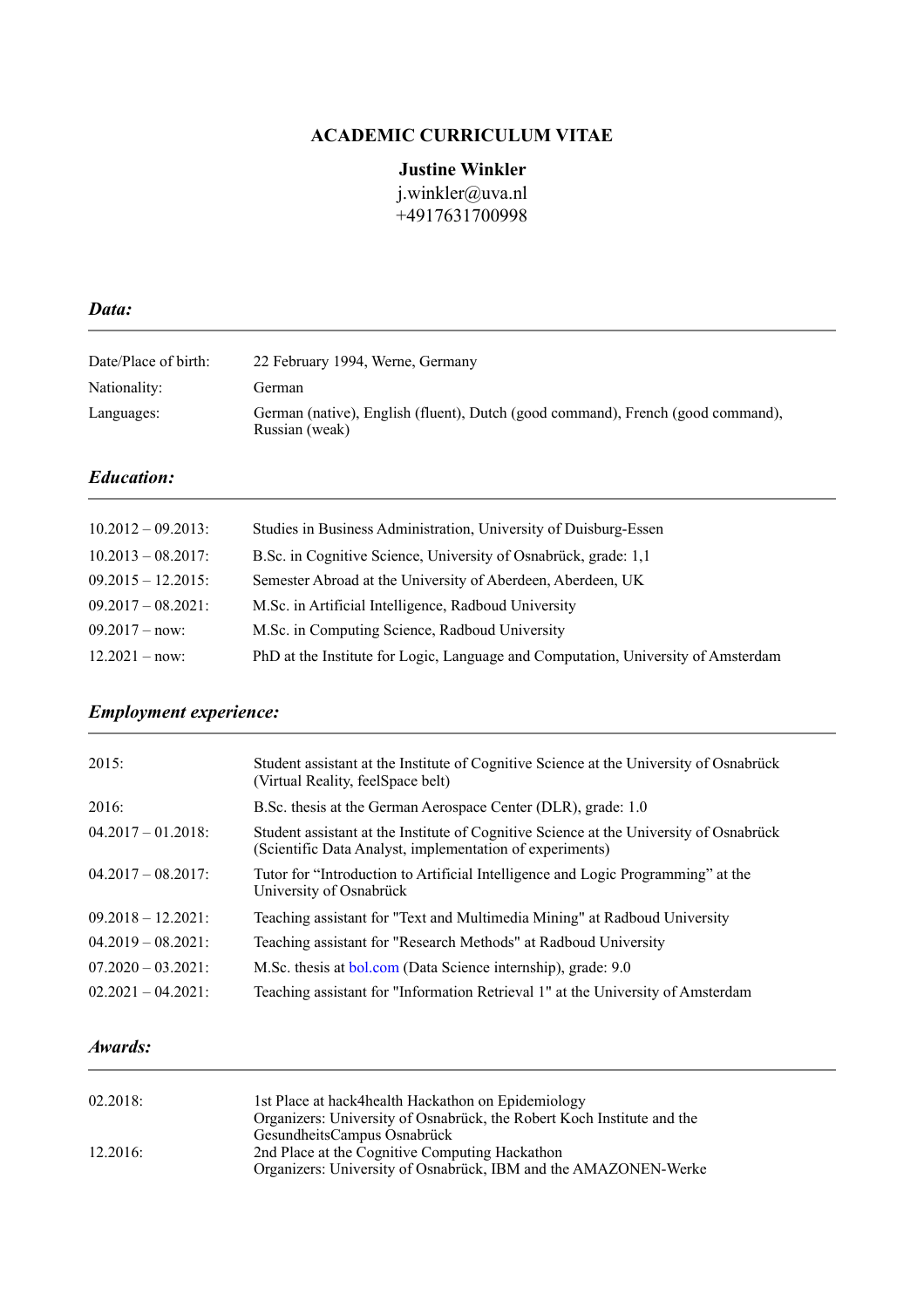# ACADEMIC CURRICULUM VITAE

**Justine Winkler**
j.winkler@uva.nl
+4917631700998

## *Data:*

| | |
|---|---|
| Date/Place of birth: | 22 February 1994, Werne, Germany |
| Nationality: | German |
| Languages: | German (native), English (fluent), Dutch (good command), French (good command), Russian (weak) |

## *Education:*

| | |
|---|---|
| 10.2012 – 09.2013: | Studies in Business Administration, University of Duisburg-Essen |
| 10.2013 – 08.2017: | B.Sc. in Cognitive Science, University of Osnabrück, grade: 1,1 |
| 09.2015 – 12.2015: | Semester Abroad at the University of Aberdeen, Aberdeen, UK |
| 09.2017 – 08.2021: | M.Sc. in Artificial Intelligence, Radboud University |
| 09.2017 – now: | M.Sc. in Computing Science, Radboud University |
| 12.2021 – now: | PhD at the Institute for Logic, Language and Computation, University of Amsterdam |

## *Employment experience:*

| | |
|---|---|
| 2015: | Student assistant at the Institute of Cognitive Science at the University of Osnabrück (Virtual Reality, feelSpace belt) |
| 2016: | B.Sc. thesis at the German Aerospace Center (DLR), grade: 1.0 |
| 04.2017 – 01.2018: | Student assistant at the Institute of Cognitive Science at the University of Osnabrück (Scientific Data Analyst, implementation of experiments) |
| 04.2017 – 08.2017: | Tutor for “Introduction to Artificial Intelligence and Logic Programming” at the University of Osnabrück |
| 09.2018 – 12.2021: | Teaching assistant for "Text and Multimedia Mining" at Radboud University |
| 04.2019 – 08.2021: | Teaching assistant for "Research Methods" at Radboud University |
| 07.2020 – 03.2021: | M.Sc. thesis at bol.com (Data Science internship), grade: 9.0 |
| 02.2021 – 04.2021: | Teaching assistant for "Information Retrieval 1" at the University of Amsterdam |

## *Awards:*

| | |
|---|---|
| 02.2018: | 1st Place at hack4health Hackathon on Epidemiology<br>Organizers: University of Osnabrück, the Robert Koch Institute and the GesundheitsCampus Osnabrück |
| 12.2016: | 2nd Place at the Cognitive Computing Hackathon<br>Organizers: University of Osnabrück, IBM and the AMAZONEN-Werke |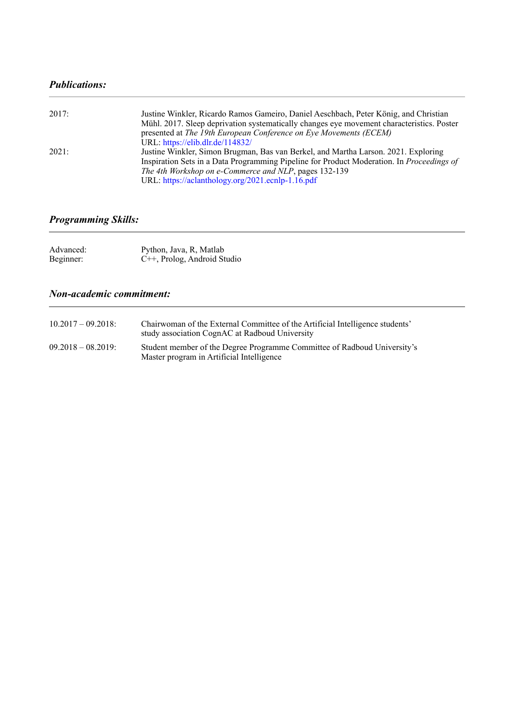### ***Publications:***

| | |
|---|---|
| 2017: | Justine Winkler, Ricardo Ramos Gameiro, Daniel Aeschbach, Peter König, and Christian Mühl. 2017. Sleep deprivation systematically changes eye movement characteristics. Poster presented at *The 19th European Conference on Eye Movements (ECEM)*<br>URL: https://elib.dlr.de/114832/ |
| 2021: | Justine Winkler, Simon Brugman, Bas van Berkel, and Martha Larson. 2021. Exploring Inspiration Sets in a Data Programming Pipeline for Product Moderation. In *Proceedings of The 4th Workshop on e-Commerce and NLP*, pages 132-139<br>URL: https://aclanthology.org/2021.ecnlp-1.16.pdf |

### ***Programming Skills:***

| | |
|---|---|
| Advanced: | Python, Java, R, Matlab |
| Beginner: | C++, Prolog, Android Studio |

### ***Non-academic commitment:***

| | |
|---|---|
| 10.2017 – 09.2018: | Chairwoman of the External Committee of the Artificial Intelligence students' study association CognAC at Radboud University |
| 09.2018 – 08.2019: | Student member of the Degree Programme Committee of Radboud University's Master program in Artificial Intelligence |